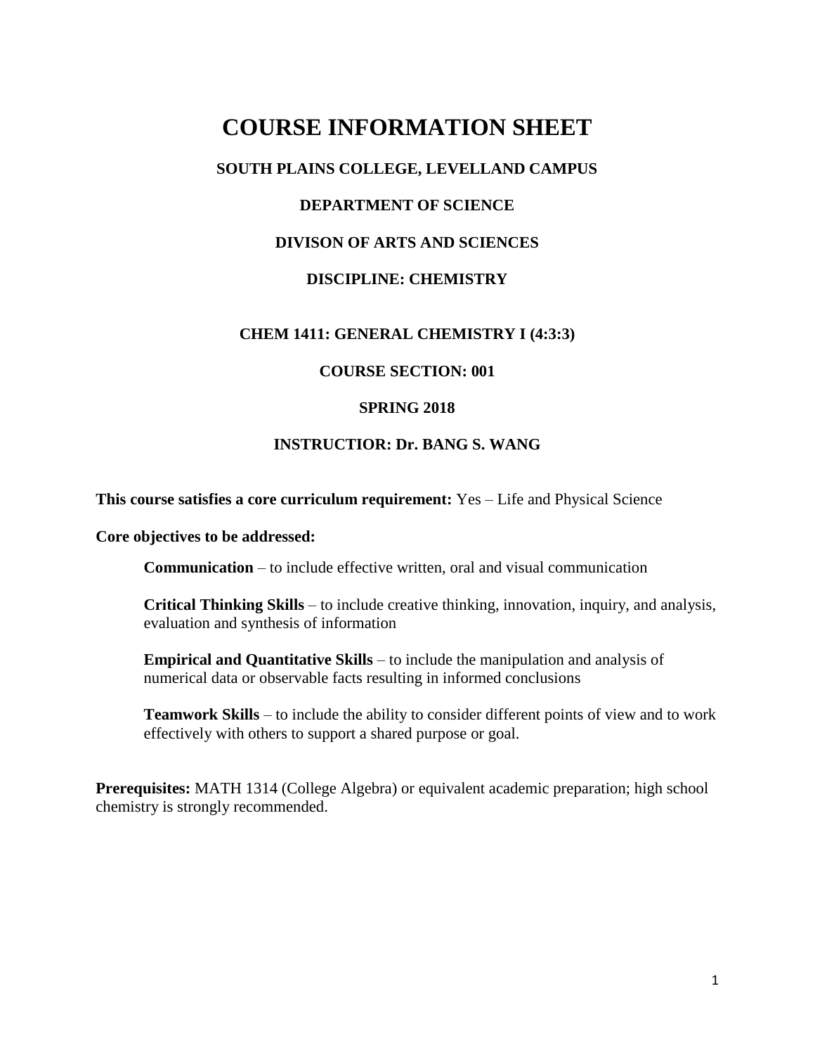# COURSE INFORMATION SHEET

## SOUTH PLAINS COLLEGE, LEVELLAND CAMPUS

## DEPARTMENT OF SCIENCE

## DIVISON OF ARTS AND SCIENCES

## DISCIPLINE: CHEMISTRY

### CHEM 1411: GENERAL CHEMISTRY I (4:3:3)

### COURSE SECTION: 001

### SPRING 2018

### INSTRUCTIOR: Dr. BANG S. WANG

**This course satisfies a core curriculum requirement:** Yes – Life and Physical Science

**Core objectives to be addressed:**

- **Communication** – to include effective written, oral and visual communication
- **Critical Thinking Skills** – to include creative thinking, innovation, inquiry, and analysis, evaluation and synthesis of information
- **Empirical and Quantitative Skills** – to include the manipulation and analysis of numerical data or observable facts resulting in informed conclusions
- **Teamwork Skills** – to include the ability to consider different points of view and to work effectively with others to support a shared purpose or goal.

**Prerequisites:** MATH 1314 (College Algebra) or equivalent academic preparation; high school chemistry is strongly recommended.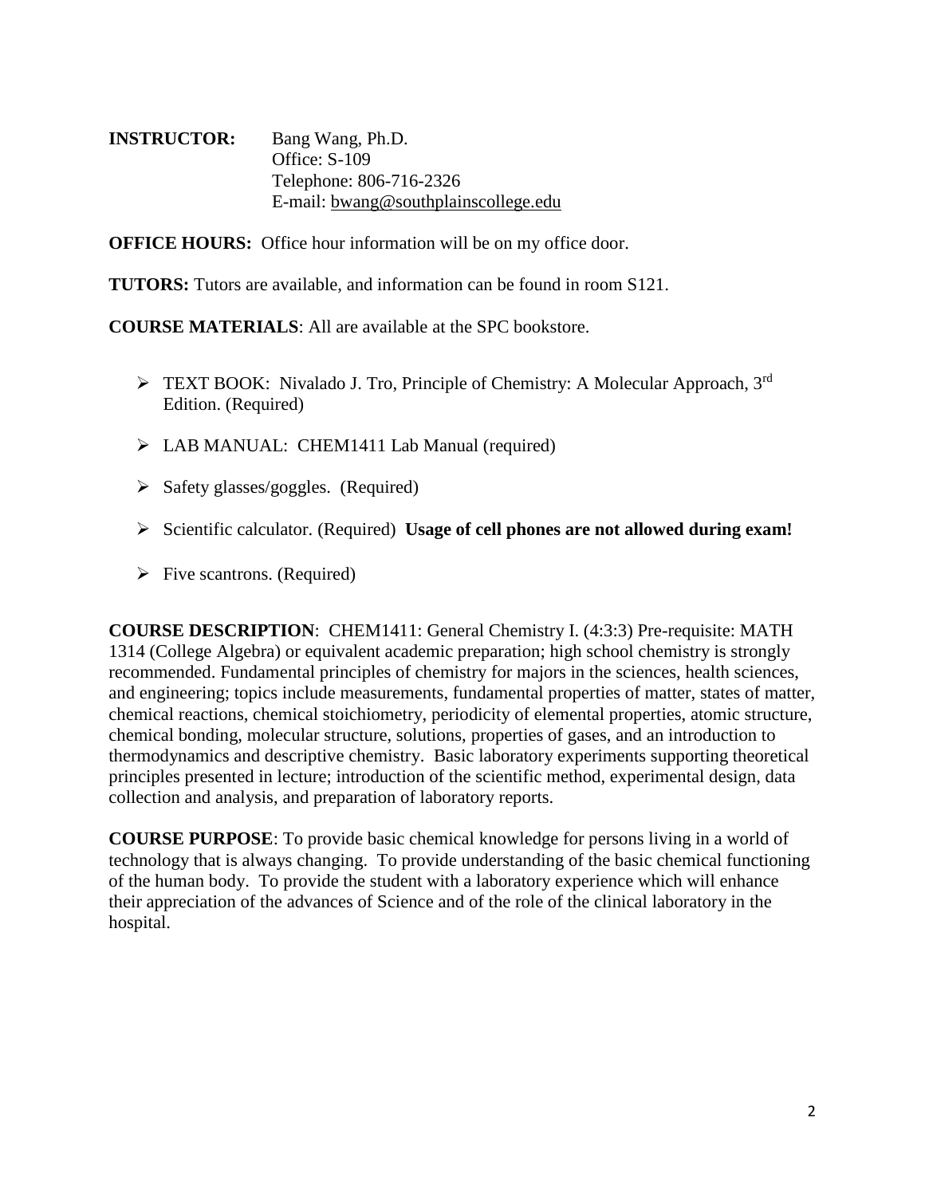**INSTRUCTOR:** Bang Wang, Ph.D.
Office: S-109
Telephone: 806-716-2326
E-mail: bwang@southplainscollege.edu

**OFFICE HOURS:** Office hour information will be on my office door.

**TUTORS:** Tutors are available, and information can be found in room S121.

**COURSE MATERIALS**: All are available at the SPC bookstore.

- TEXT BOOK: Nivalado J. Tro, Principle of Chemistry: A Molecular Approach, 3rd Edition. (Required)
- LAB MANUAL: CHEM1411 Lab Manual (required)
- Safety glasses/goggles. (Required)
- Scientific calculator. (Required) **Usage of cell phones are not allowed during exam!**
- Five scantrons. (Required)

**COURSE DESCRIPTION**: CHEM1411: General Chemistry I. (4:3:3) Pre-requisite: MATH 1314 (College Algebra) or equivalent academic preparation; high school chemistry is strongly recommended. Fundamental principles of chemistry for majors in the sciences, health sciences, and engineering; topics include measurements, fundamental properties of matter, states of matter, chemical reactions, chemical stoichiometry, periodicity of elemental properties, atomic structure, chemical bonding, molecular structure, solutions, properties of gases, and an introduction to thermodynamics and descriptive chemistry. Basic laboratory experiments supporting theoretical principles presented in lecture; introduction of the scientific method, experimental design, data collection and analysis, and preparation of laboratory reports.

**COURSE PURPOSE**: To provide basic chemical knowledge for persons living in a world of technology that is always changing. To provide understanding of the basic chemical functioning of the human body. To provide the student with a laboratory experience which will enhance their appreciation of the advances of Science and of the role of the clinical laboratory in the hospital.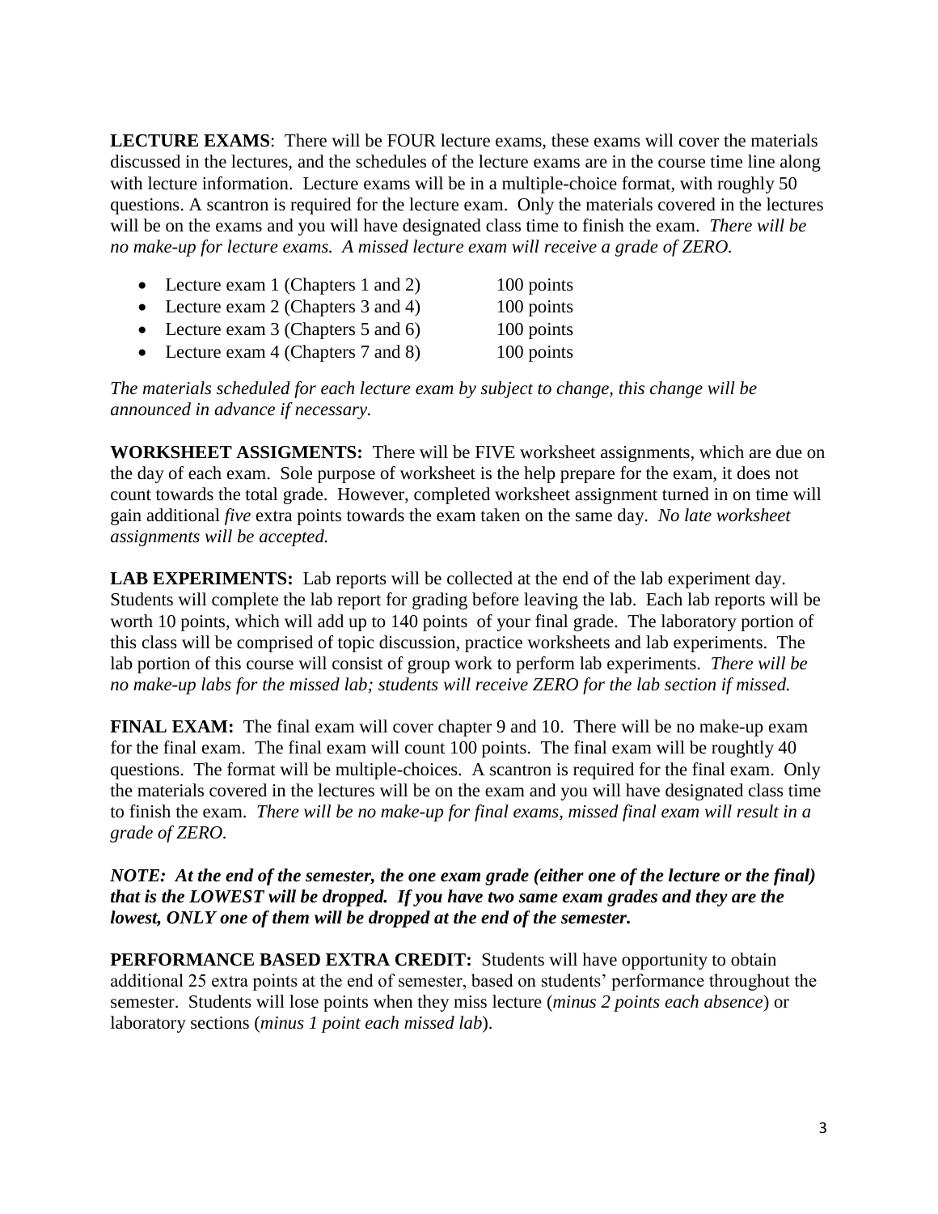**LECTURE EXAMS**: There will be FOUR lecture exams, these exams will cover the materials discussed in the lectures, and the schedules of the lecture exams are in the course time line along with lecture information. Lecture exams will be in a multiple-choice format, with roughly 50 questions. A scantron is required for the lecture exam. Only the materials covered in the lectures will be on the exams and you will have designated class time to finish the exam. *There will be no make-up for lecture exams. A missed lecture exam will receive a grade of ZERO.*

- Lecture exam 1 (Chapters 1 and 2) 100 points
- Lecture exam 2 (Chapters 3 and 4) 100 points
- Lecture exam 3 (Chapters 5 and 6) 100 points
- Lecture exam 4 (Chapters 7 and 8) 100 points

*The materials scheduled for each lecture exam by subject to change, this change will be announced in advance if necessary.*

**WORKSHEET ASSIGMENTS:** There will be FIVE worksheet assignments, which are due on the day of each exam. Sole purpose of worksheet is the help prepare for the exam, it does not count towards the total grade. However, completed worksheet assignment turned in on time will gain additional *five* extra points towards the exam taken on the same day. *No late worksheet assignments will be accepted.*

**LAB EXPERIMENTS:** Lab reports will be collected at the end of the lab experiment day. Students will complete the lab report for grading before leaving the lab. Each lab reports will be worth 10 points, which will add up to 140 points of your final grade. The laboratory portion of this class will be comprised of topic discussion, practice worksheets and lab experiments. The lab portion of this course will consist of group work to perform lab experiments. *There will be no make-up labs for the missed lab; students will receive ZERO for the lab section if missed.*

**FINAL EXAM:** The final exam will cover chapter 9 and 10. There will be no make-up exam for the final exam. The final exam will count 100 points. The final exam will be roughly 40 questions. The format will be multiple-choices. A scantron is required for the final exam. Only the materials covered in the lectures will be on the exam and you will have designated class time to finish the exam. *There will be no make-up for final exams, missed final exam will result in a grade of ZERO.*

***NOTE: At the end of the semester, the one exam grade (either one of the lecture or the final) that is the LOWEST will be dropped. If you have two same exam grades and they are the lowest, ONLY one of them will be dropped at the end of the semester.***

**PERFORMANCE BASED EXTRA CREDIT:** Students will have opportunity to obtain additional 25 extra points at the end of semester, based on students' performance throughout the semester. Students will lose points when they miss lecture (*minus 2 points each absence*) or laboratory sections (*minus 1 point each missed lab*).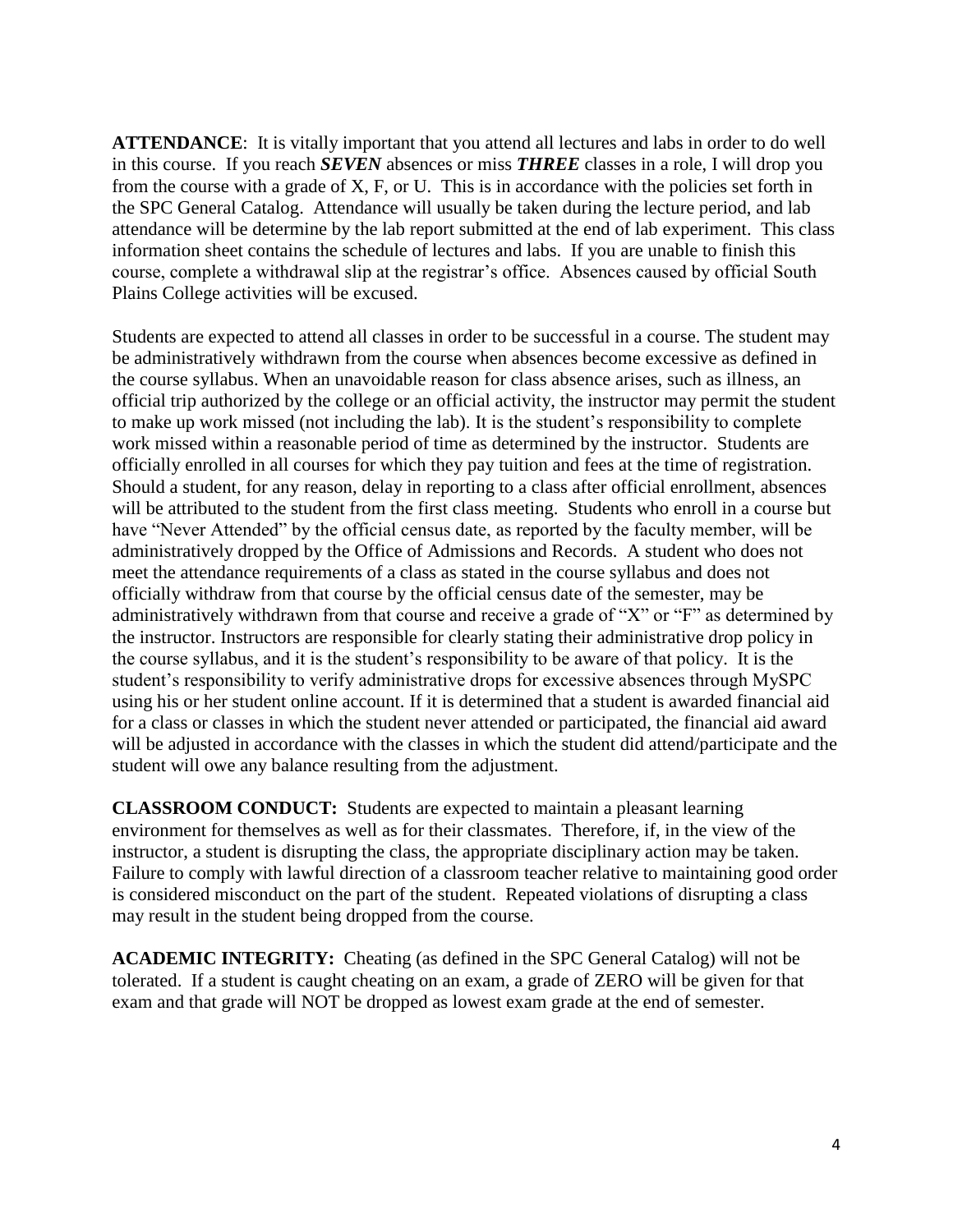**ATTENDANCE**: It is vitally important that you attend all lectures and labs in order to do well in this course. If you reach ***SEVEN*** absences or miss ***THREE*** classes in a role, I will drop you from the course with a grade of X, F, or U. This is in accordance with the policies set forth in the SPC General Catalog. Attendance will usually be taken during the lecture period, and lab attendance will be determine by the lab report submitted at the end of lab experiment. This class information sheet contains the schedule of lectures and labs. If you are unable to finish this course, complete a withdrawal slip at the registrar's office. Absences caused by official South Plains College activities will be excused.

Students are expected to attend all classes in order to be successful in a course. The student may be administratively withdrawn from the course when absences become excessive as defined in the course syllabus. When an unavoidable reason for class absence arises, such as illness, an official trip authorized by the college or an official activity, the instructor may permit the student to make up work missed (not including the lab). It is the student's responsibility to complete work missed within a reasonable period of time as determined by the instructor. Students are officially enrolled in all courses for which they pay tuition and fees at the time of registration. Should a student, for any reason, delay in reporting to a class after official enrollment, absences will be attributed to the student from the first class meeting. Students who enroll in a course but have "Never Attended" by the official census date, as reported by the faculty member, will be administratively dropped by the Office of Admissions and Records. A student who does not meet the attendance requirements of a class as stated in the course syllabus and does not officially withdraw from that course by the official census date of the semester, may be administratively withdrawn from that course and receive a grade of "X" or "F" as determined by the instructor. Instructors are responsible for clearly stating their administrative drop policy in the course syllabus, and it is the student's responsibility to be aware of that policy. It is the student's responsibility to verify administrative drops for excessive absences through MySPC using his or her student online account. If it is determined that a student is awarded financial aid for a class or classes in which the student never attended or participated, the financial aid award will be adjusted in accordance with the classes in which the student did attend/participate and the student will owe any balance resulting from the adjustment.

**CLASSROOM CONDUCT:** Students are expected to maintain a pleasant learning environment for themselves as well as for their classmates. Therefore, if, in the view of the instructor, a student is disrupting the class, the appropriate disciplinary action may be taken. Failure to comply with lawful direction of a classroom teacher relative to maintaining good order is considered misconduct on the part of the student. Repeated violations of disrupting a class may result in the student being dropped from the course.

**ACADEMIC INTEGRITY:** Cheating (as defined in the SPC General Catalog) will not be tolerated. If a student is caught cheating on an exam, a grade of ZERO will be given for that exam and that grade will NOT be dropped as lowest exam grade at the end of semester.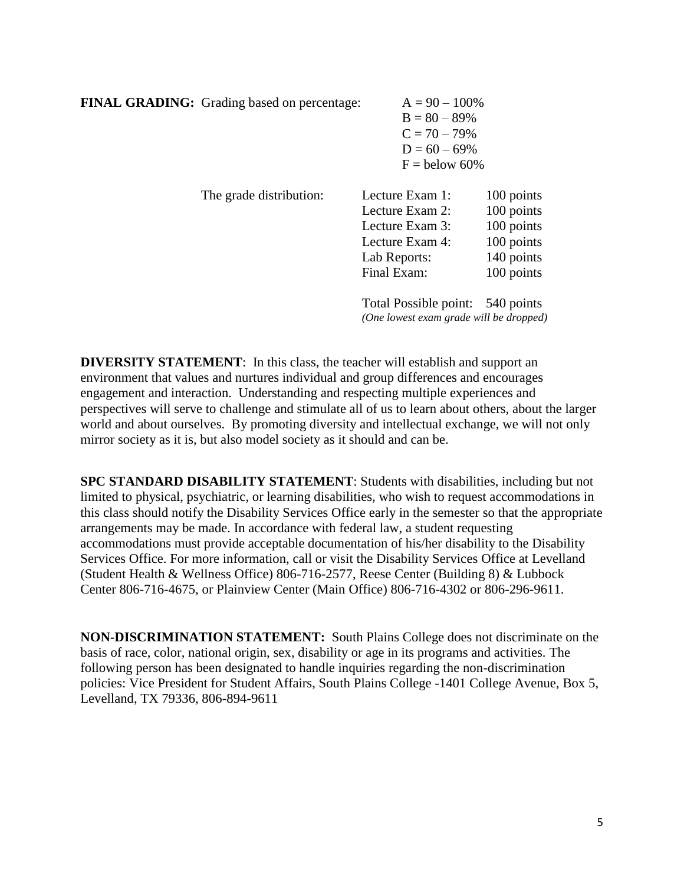**FINAL GRADING:** Grading based on percentage:

A = 90 – 100%
B = 80 – 89%
C = 70 – 79%
D = 60 – 69%
F = below 60%

The grade distribution:

| | |
|---|---|
| Lecture Exam 1: | 100 points |
| Lecture Exam 2: | 100 points |
| Lecture Exam 3: | 100 points |
| Lecture Exam 4: | 100 points |
| Lab Reports: | 140 points |
| Final Exam: | 100 points |
| Total Possible point: | 540 points |

*(One lowest exam grade will be dropped)*

**DIVERSITY STATEMENT**: In this class, the teacher will establish and support an environment that values and nurtures individual and group differences and encourages engagement and interaction. Understanding and respecting multiple experiences and perspectives will serve to challenge and stimulate all of us to learn about others, about the larger world and about ourselves. By promoting diversity and intellectual exchange, we will not only mirror society as it is, but also model society as it should and can be.

**SPC STANDARD DISABILITY STATEMENT**: Students with disabilities, including but not limited to physical, psychiatric, or learning disabilities, who wish to request accommodations in this class should notify the Disability Services Office early in the semester so that the appropriate arrangements may be made. In accordance with federal law, a student requesting accommodations must provide acceptable documentation of his/her disability to the Disability Services Office. For more information, call or visit the Disability Services Office at Levelland (Student Health & Wellness Office) 806-716-2577, Reese Center (Building 8) & Lubbock Center 806-716-4675, or Plainview Center (Main Office) 806-716-4302 or 806-296-9611.

**NON-DISCRIMINATION STATEMENT:** South Plains College does not discriminate on the basis of race, color, national origin, sex, disability or age in its programs and activities. The following person has been designated to handle inquiries regarding the non-discrimination policies: Vice President for Student Affairs, South Plains College -1401 College Avenue, Box 5, Levelland, TX 79336, 806-894-9611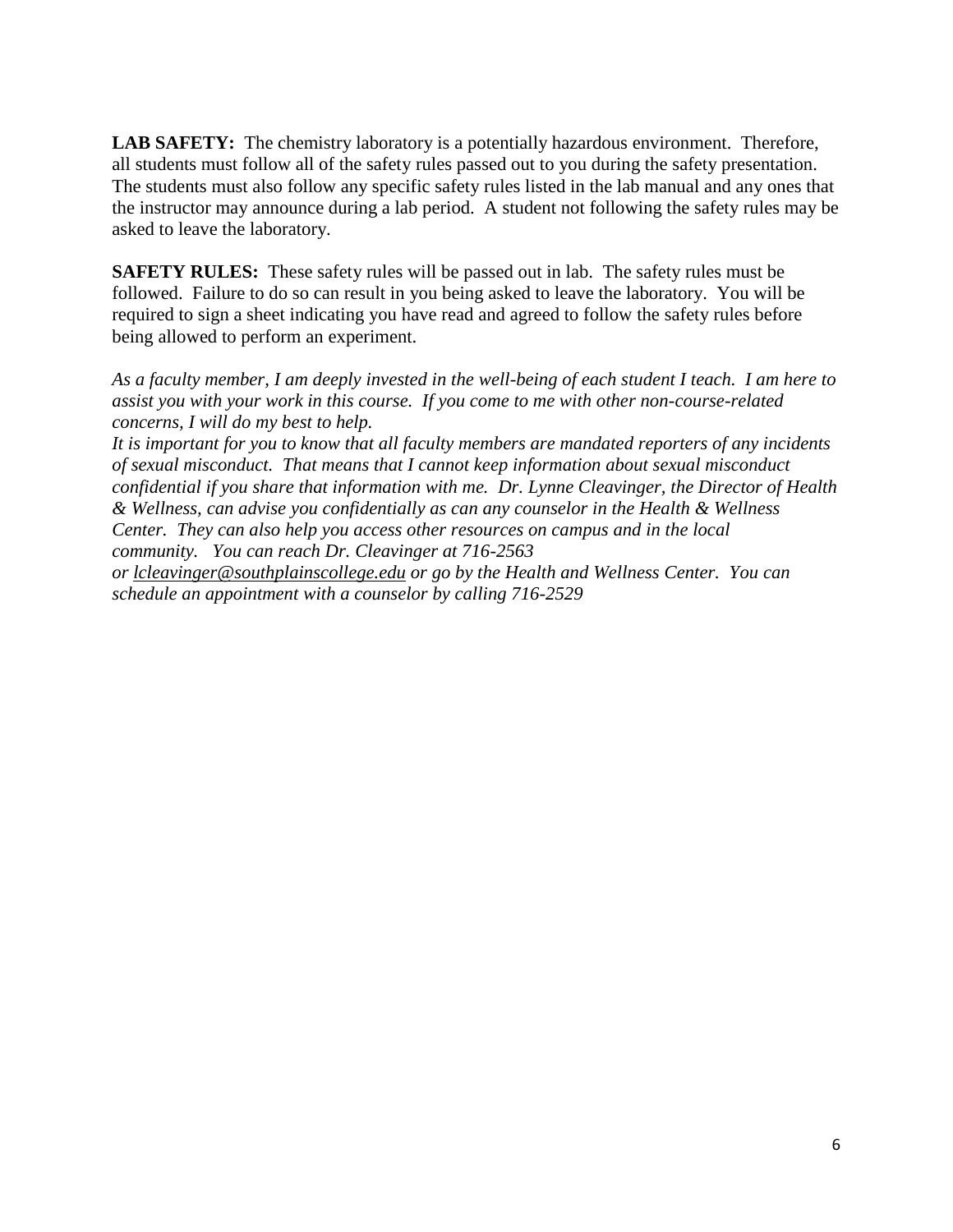**LAB SAFETY:** The chemistry laboratory is a potentially hazardous environment. Therefore, all students must follow all of the safety rules passed out to you during the safety presentation. The students must also follow any specific safety rules listed in the lab manual and any ones that the instructor may announce during a lab period. A student not following the safety rules may be asked to leave the laboratory.

**SAFETY RULES:** These safety rules will be passed out in lab. The safety rules must be followed. Failure to do so can result in you being asked to leave the laboratory. You will be required to sign a sheet indicating you have read and agreed to follow the safety rules before being allowed to perform an experiment.

*As a faculty member, I am deeply invested in the well-being of each student I teach. I am here to assist you with your work in this course. If you come to me with other non-course-related concerns, I will do my best to help.*
*It is important for you to know that all faculty members are mandated reporters of any incidents of sexual misconduct. That means that I cannot keep information about sexual misconduct confidential if you share that information with me. Dr. Lynne Cleavinger, the Director of Health & Wellness, can advise you confidentially as can any counselor in the Health & Wellness Center. They can also help you access other resources on campus and in the local community. You can reach Dr. Cleavinger at 716-2563 or lcleavinger@southplainscollege.edu or go by the Health and Wellness Center. You can schedule an appointment with a counselor by calling 716-2529*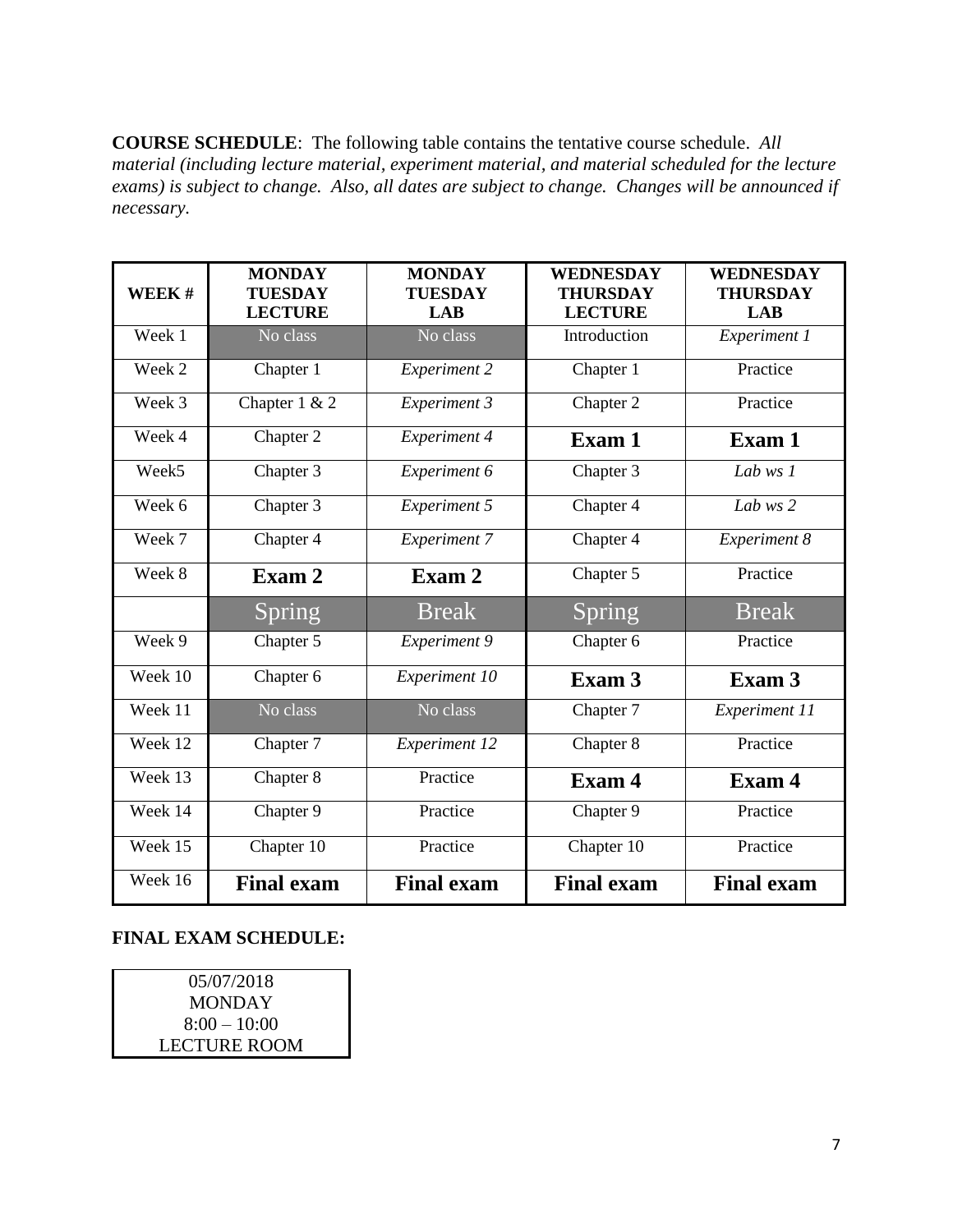**COURSE SCHEDULE**: The following table contains the tentative course schedule. *All material (including lecture material, experiment material, and material scheduled for the lecture exams) is subject to change. Also, all dates are subject to change. Changes will be announced if necessary.*

| **WEEK #** | **MONDAY TUESDAY LECTURE** | **MONDAY TUESDAY LAB** | **WEDNESDAY THURSDAY LECTURE** | **WEDNESDAY THURSDAY LAB** |
|---|---|---|---|---|
| Week 1 | No class | No class | Introduction | *Experiment 1* |
| Week 2 | Chapter 1 | *Experiment 2* | Chapter 1 | Practice |
| Week 3 | Chapter 1 & 2 | *Experiment 3* | Chapter 2 | Practice |
| Week 4 | Chapter 2 | *Experiment 4* | **Exam 1** | **Exam 1** |
| Week5 | Chapter 3 | *Experiment 6* | Chapter 3 | *Lab ws 1* |
| Week 6 | Chapter 3 | *Experiment 5* | Chapter 4 | *Lab ws 2* |
| Week 7 | Chapter 4 | *Experiment 7* | Chapter 4 | *Experiment 8* |
| Week 8 | **Exam 2** | **Exam 2** | Chapter 5 | Practice |
| | Spring | Break | Spring | Break |
| Week 9 | Chapter 5 | *Experiment 9* | Chapter 6 | Practice |
| Week 10 | Chapter 6 | *Experiment 10* | **Exam 3** | **Exam 3** |
| Week 11 | No class | No class | Chapter 7 | *Experiment 11* |
| Week 12 | Chapter 7 | *Experiment 12* | Chapter 8 | Practice |
| Week 13 | Chapter 8 | Practice | **Exam 4** | **Exam 4** |
| Week 14 | Chapter 9 | Practice | Chapter 9 | Practice |
| Week 15 | Chapter 10 | Practice | Chapter 10 | Practice |
| Week 16 | **Final exam** | **Final exam** | **Final exam** | **Final exam** |

**FINAL EXAM SCHEDULE:**

| |
|---|
| 05/07/2018<br>MONDAY<br>8:00 – 10:00<br>LECTURE ROOM |